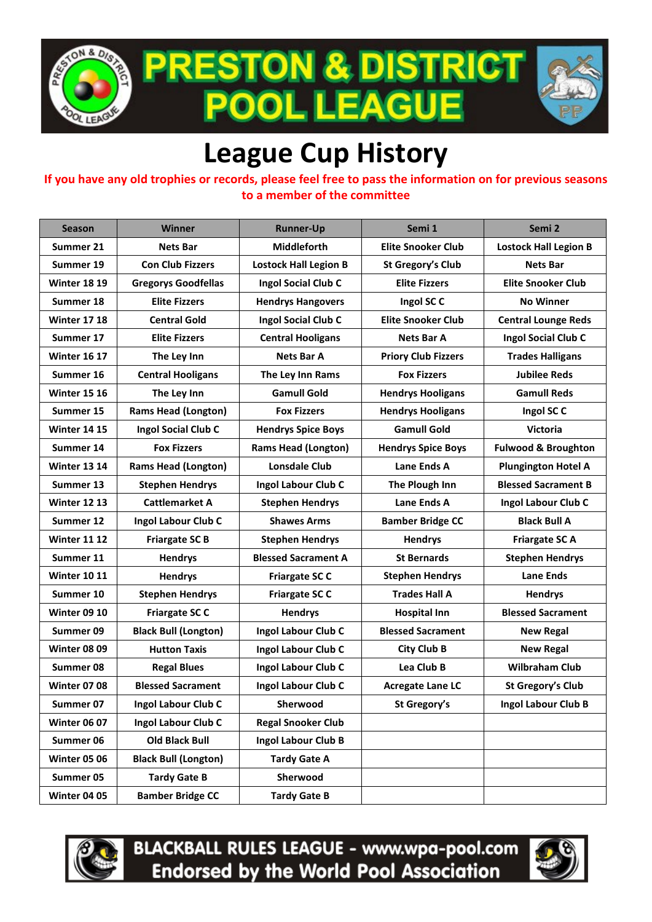# PRESTON & DISTRICT POOL LEAGUE

# League Cup History

**If you have any old trophies or records, please feel free to pass the information on for previous seasons to a member of the committee**

| Season | Winner | Runner-Up | Semi 1 | Semi 2 |
|---|---|---|---|---|
| Summer 21 | Nets Bar | Middleforth | Elite Snooker Club | Lostock Hall Legion B |
| Summer 19 | Con Club Fizzers | Lostock Hall Legion B | St Gregory's Club | Nets Bar |
| Winter 18 19 | Gregorys Goodfellas | Ingol Social Club C | Elite Fizzers | Elite Snooker Club |
| Summer 18 | Elite Fizzers | Hendrys Hangovers | Ingol SC C | No Winner |
| Winter 17 18 | Central Gold | Ingol Social Club C | Elite Snooker Club | Central Lounge Reds |
| Summer 17 | Elite Fizzers | Central Hooligans | Nets Bar A | Ingol Social Club C |
| Winter 16 17 | The Ley Inn | Nets Bar A | Priory Club Fizzers | Trades Halligans |
| Summer 16 | Central Hooligans | The Ley Inn Rams | Fox Fizzers | Jubilee Reds |
| Winter 15 16 | The Ley Inn | Gamull Gold | Hendrys Hooligans | Gamull Reds |
| Summer 15 | Rams Head (Longton) | Fox Fizzers | Hendrys Hooligans | Ingol SC C |
| Winter 14 15 | Ingol Social Club C | Hendrys Spice Boys | Gamull Gold | Victoria |
| Summer 14 | Fox Fizzers | Rams Head (Longton) | Hendrys Spice Boys | Fulwood & Broughton |
| Winter 13 14 | Rams Head (Longton) | Lonsdale Club | Lane Ends A | Plungington Hotel A |
| Summer 13 | Stephen Hendrys | Ingol Labour Club C | The Plough Inn | Blessed Sacrament B |
| Winter 12 13 | Cattlemarket A | Stephen Hendrys | Lane Ends A | Ingol Labour Club C |
| Summer 12 | Ingol Labour Club C | Shawes Arms | Bamber Bridge CC | Black Bull A |
| Winter 11 12 | Friargate SC B | Stephen Hendrys | Hendrys | Friargate SC A |
| Summer 11 | Hendrys | Blessed Sacrament A | St Bernards | Stephen Hendrys |
| Winter 10 11 | Hendrys | Friargate SC C | Stephen Hendrys | Lane Ends |
| Summer 10 | Stephen Hendrys | Friargate SC C | Trades Hall A | Hendrys |
| Winter 09 10 | Friargate SC C | Hendrys | Hospital Inn | Blessed Sacrament |
| Summer 09 | Black Bull (Longton) | Ingol Labour Club C | Blessed Sacrament | New Regal |
| Winter 08 09 | Hutton Taxis | Ingol Labour Club C | City Club B | New Regal |
| Summer 08 | Regal Blues | Ingol Labour Club C | Lea Club B | Wilbraham Club |
| Winter 07 08 | Blessed Sacrament | Ingol Labour Club C | Acregate Lane LC | St Gregory's Club |
| Summer 07 | Ingol Labour Club C | Sherwood | St Gregory's | Ingol Labour Club B |
| Winter 06 07 | Ingol Labour Club C | Regal Snooker Club | | |
| Summer 06 | Old Black Bull | Ingol Labour Club B | | |
| Winter 05 06 | Black Bull (Longton) | Tardy Gate A | | |
| Summer 05 | Tardy Gate B | Sherwood | | |
| Winter 04 05 | Bamber Bridge CC | Tardy Gate B | | |

BLACKBALL RULES LEAGUE - www.wpa-pool.com
Endorsed by the World Pool Association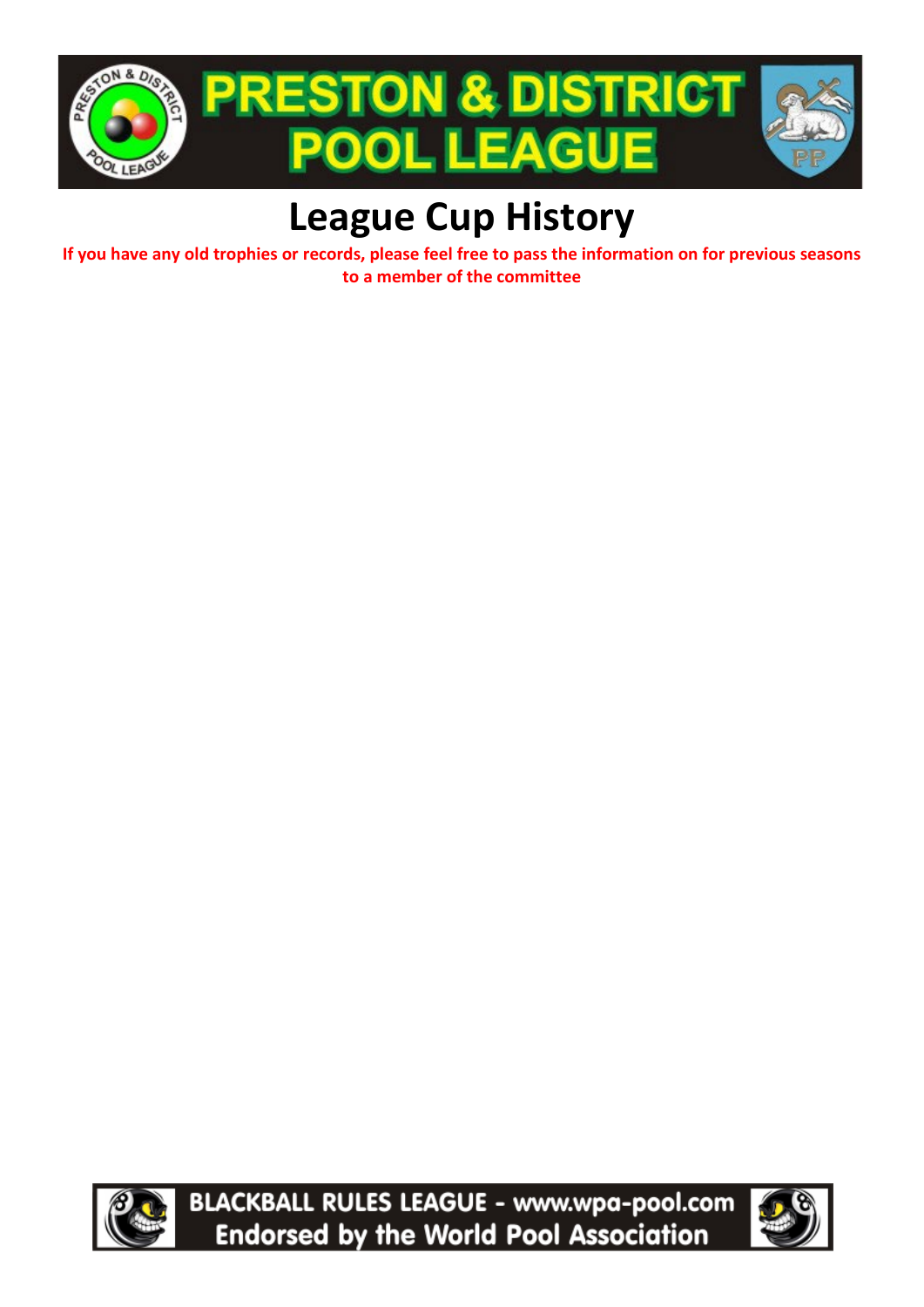# PRESTON & DISTRICT POOL LEAGUE

## League Cup History

**If you have any old trophies or records, please feel free to pass the information on for previous seasons to a member of the committee**

BLACKBALL RULES LEAGUE - www.wpa-pool.com
Endorsed by the World Pool Association